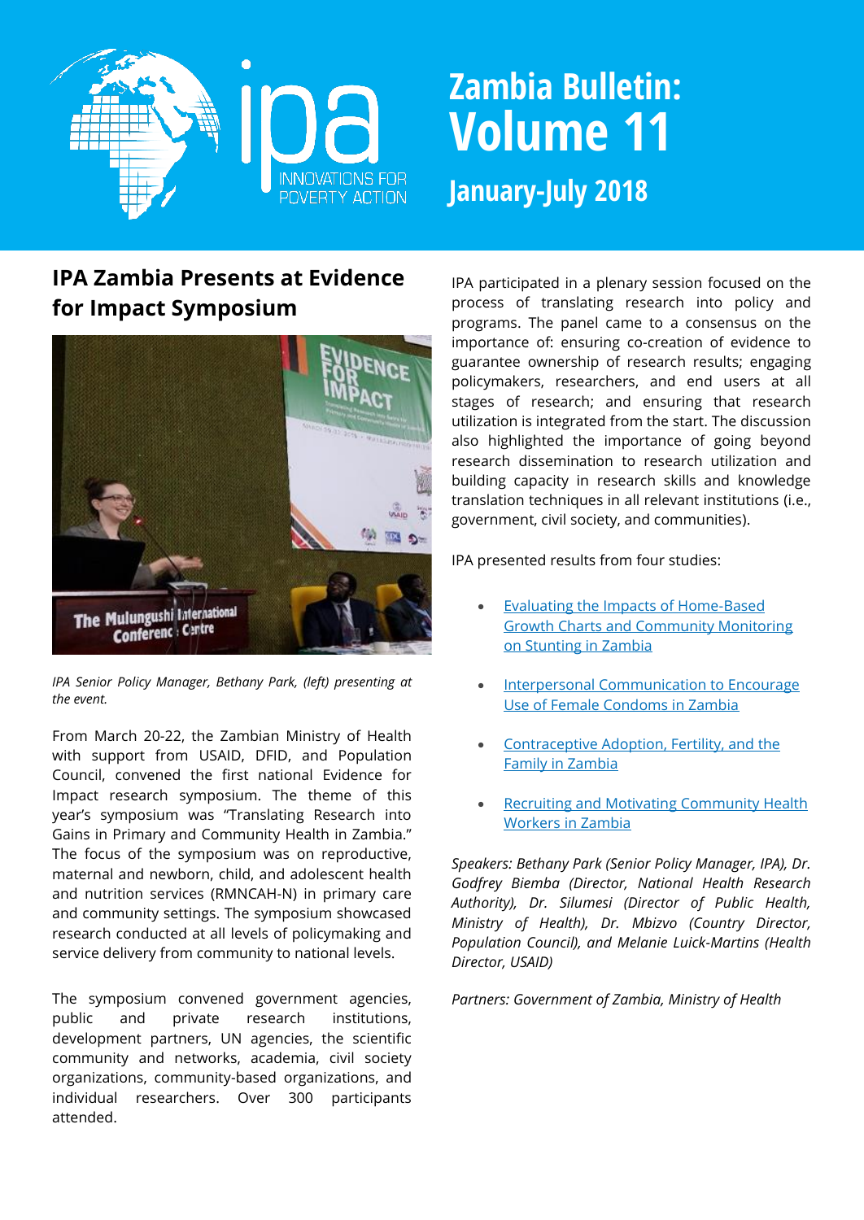# Zambia Bulletin: Volume 11

## January-July 2018

## IPA Zambia Presents at Evidence for Impact Symposium

*IPA Senior Policy Manager, Bethany Park, (left) presenting at the event.*

From March 20-22, the Zambian Ministry of Health with support from USAID, DFID, and Population Council, convened the first national Evidence for Impact research symposium. The theme of this year's symposium was "Translating Research into Gains in Primary and Community Health in Zambia." The focus of the symposium was on reproductive, maternal and newborn, child, and adolescent health and nutrition services (RMNCAH-N) in primary care and community settings. The symposium showcased research conducted at all levels of policymaking and service delivery from community to national levels.

The symposium convened government agencies, public and private research institutions, development partners, UN agencies, the scientific community and networks, academia, civil society organizations, community-based organizations, and individual researchers. Over 300 participants attended.

IPA participated in a plenary session focused on the process of translating research into policy and programs. The panel came to a consensus on the importance of: ensuring co-creation of evidence to guarantee ownership of research results; engaging policymakers, researchers, and end users at all stages of research; and ensuring that research utilization is integrated from the start. The discussion also highlighted the importance of going beyond research dissemination to research utilization and building capacity in research skills and knowledge translation techniques in all relevant institutions (i.e., government, civil society, and communities).

IPA presented results from four studies:

- Evaluating the Impacts of Home-Based Growth Charts and Community Monitoring on Stunting in Zambia
- Interpersonal Communication to Encourage Use of Female Condoms in Zambia
- Contraceptive Adoption, Fertility, and the Family in Zambia
- Recruiting and Motivating Community Health Workers in Zambia

*Speakers: Bethany Park (Senior Policy Manager, IPA), Dr. Godfrey Biemba (Director, National Health Research Authority), Dr. Silumesi (Director of Public Health, Ministry of Health), Dr. Mbizvo (Country Director, Population Council), and Melanie Luick-Martins (Health Director, USAID)*

*Partners: Government of Zambia, Ministry of Health*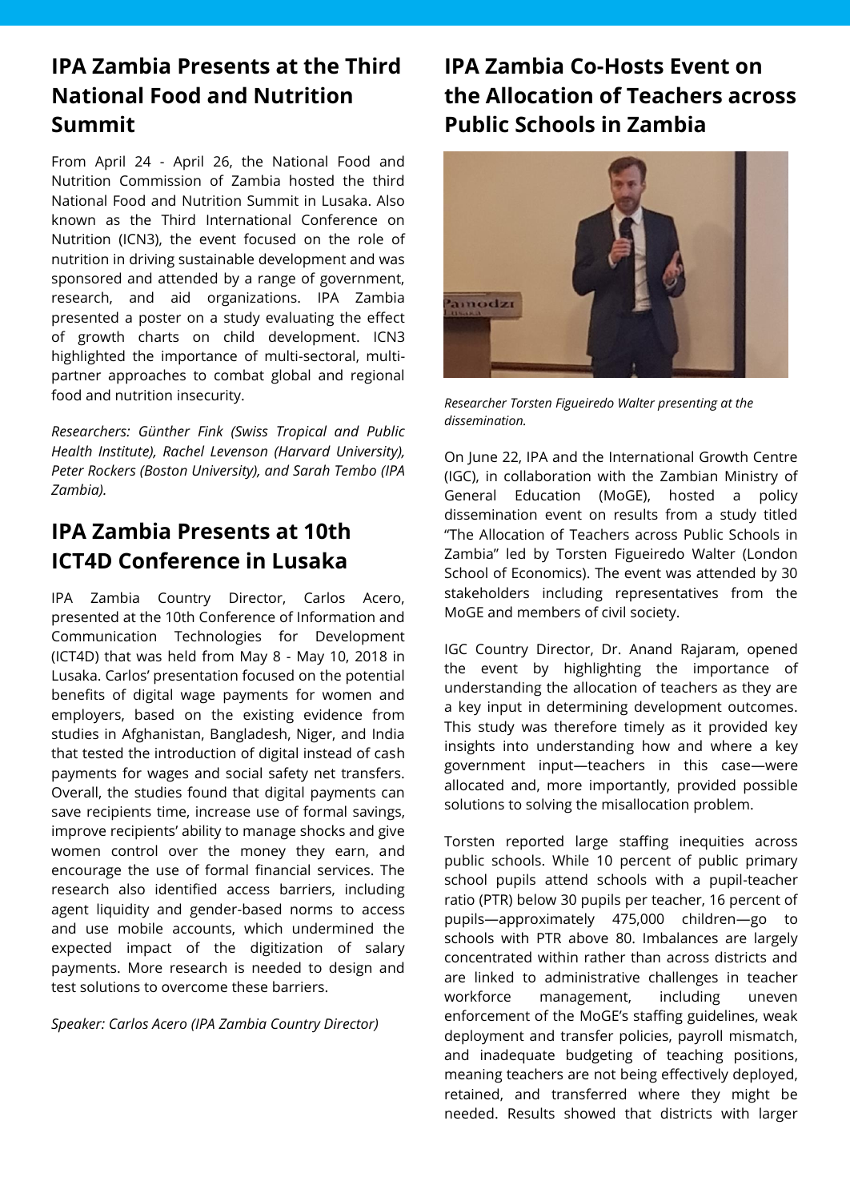## IPA Zambia Presents at the Third National Food and Nutrition Summit

From April 24 - April 26, the National Food and Nutrition Commission of Zambia hosted the third National Food and Nutrition Summit in Lusaka. Also known as the Third International Conference on Nutrition (ICN3), the event focused on the role of nutrition in driving sustainable development and was sponsored and attended by a range of government, research, and aid organizations. IPA Zambia presented a poster on a study evaluating the effect of growth charts on child development. ICN3 highlighted the importance of multi-sectoral, multi-partner approaches to combat global and regional food and nutrition insecurity.

*Researchers: Günther Fink (Swiss Tropical and Public Health Institute), Rachel Levenson (Harvard University), Peter Rockers (Boston University), and Sarah Tembo (IPA Zambia).*

## IPA Zambia Presents at 10th ICT4D Conference in Lusaka

IPA Zambia Country Director, Carlos Acero, presented at the 10th Conference of Information and Communication Technologies for Development (ICT4D) that was held from May 8 - May 10, 2018 in Lusaka. Carlos' presentation focused on the potential benefits of digital wage payments for women and employers, based on the existing evidence from studies in Afghanistan, Bangladesh, Niger, and India that tested the introduction of digital instead of cash payments for wages and social safety net transfers. Overall, the studies found that digital payments can save recipients time, increase use of formal savings, improve recipients' ability to manage shocks and give women control over the money they earn, and encourage the use of formal financial services. The research also identified access barriers, including agent liquidity and gender-based norms to access and use mobile accounts, which undermined the expected impact of the digitization of salary payments. More research is needed to design and test solutions to overcome these barriers.

*Speaker: Carlos Acero (IPA Zambia Country Director)*

## IPA Zambia Co-Hosts Event on the Allocation of Teachers across Public Schools in Zambia

*Researcher Torsten Figueiredo Walter presenting at the dissemination.*

On June 22, IPA and the International Growth Centre (IGC), in collaboration with the Zambian Ministry of General Education (MoGE), hosted a policy dissemination event on results from a study titled "The Allocation of Teachers across Public Schools in Zambia" led by Torsten Figueiredo Walter (London School of Economics). The event was attended by 30 stakeholders including representatives from the MoGE and members of civil society.

IGC Country Director, Dr. Anand Rajaram, opened the event by highlighting the importance of understanding the allocation of teachers as they are a key input in determining development outcomes. This study was therefore timely as it provided key insights into understanding how and where a key government input—teachers in this case—were allocated and, more importantly, provided possible solutions to solving the misallocation problem.

Torsten reported large staffing inequities across public schools. While 10 percent of public primary school pupils attend schools with a pupil-teacher ratio (PTR) below 30 pupils per teacher, 16 percent of pupils—approximately 475,000 children—go to schools with PTR above 80. Imbalances are largely concentrated within rather than across districts and are linked to administrative challenges in teacher workforce management, including uneven enforcement of the MoGE's staffing guidelines, weak deployment and transfer policies, payroll mismatch, and inadequate budgeting of teaching positions, meaning teachers are not being effectively deployed, retained, and transferred where they might be needed. Results showed that districts with larger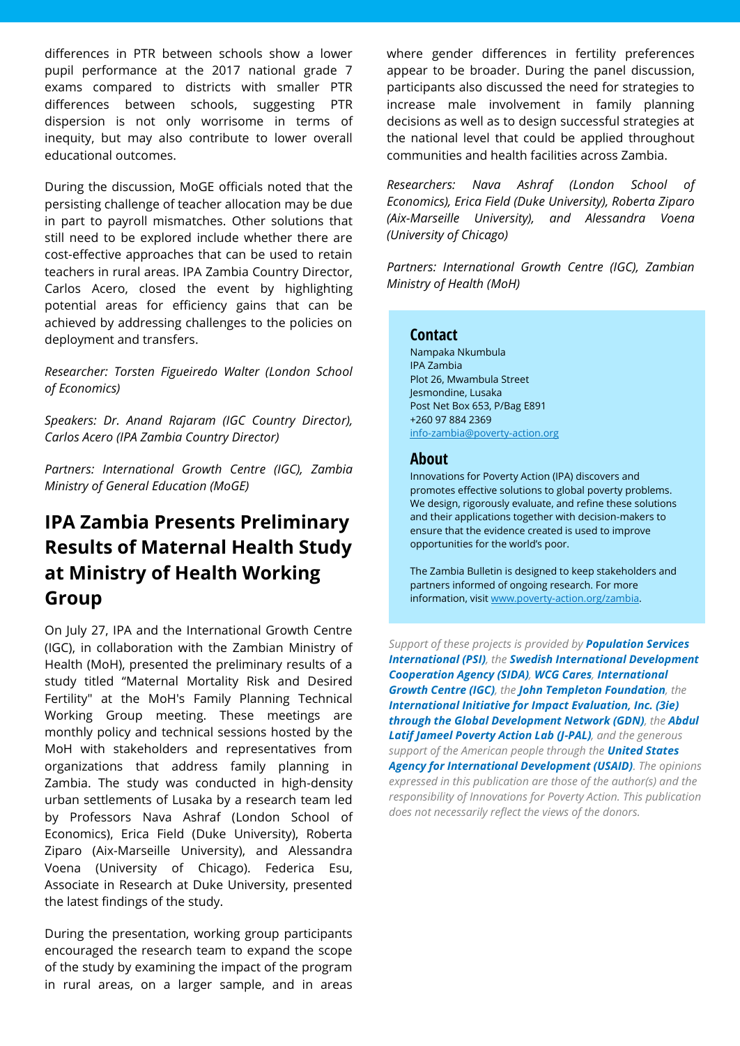differences in PTR between schools show a lower pupil performance at the 2017 national grade 7 exams compared to districts with smaller PTR differences between schools, suggesting PTR dispersion is not only worrisome in terms of inequity, but may also contribute to lower overall educational outcomes.

During the discussion, MoGE officials noted that the persisting challenge of teacher allocation may be due in part to payroll mismatches. Other solutions that still need to be explored include whether there are cost-effective approaches that can be used to retain teachers in rural areas. IPA Zambia Country Director, Carlos Acero, closed the event by highlighting potential areas for efficiency gains that can be achieved by addressing challenges to the policies on deployment and transfers.

*Researcher: Torsten Figueiredo Walter (London School of Economics)*

*Speakers: Dr. Anand Rajaram (IGC Country Director), Carlos Acero (IPA Zambia Country Director)*

*Partners: International Growth Centre (IGC), Zambia Ministry of General Education (MoGE)*

## IPA Zambia Presents Preliminary Results of Maternal Health Study at Ministry of Health Working Group

On July 27, IPA and the International Growth Centre (IGC), in collaboration with the Zambian Ministry of Health (MoH), presented the preliminary results of a study titled "Maternal Mortality Risk and Desired Fertility" at the MoH's Family Planning Technical Working Group meeting. These meetings are monthly policy and technical sessions hosted by the MoH with stakeholders and representatives from organizations that address family planning in Zambia. The study was conducted in high-density urban settlements of Lusaka by a research team led by Professors Nava Ashraf (London School of Economics), Erica Field (Duke University), Roberta Ziparo (Aix-Marseille University), and Alessandra Voena (University of Chicago). Federica Esu, Associate in Research at Duke University, presented the latest findings of the study.

During the presentation, working group participants encouraged the research team to expand the scope of the study by examining the impact of the program in rural areas, on a larger sample, and in areas where gender differences in fertility preferences appear to be broader. During the panel discussion, participants also discussed the need for strategies to increase male involvement in family planning decisions as well as to design successful strategies at the national level that could be applied throughout communities and health facilities across Zambia.

*Researchers: Nava Ashraf (London School of Economics), Erica Field (Duke University), Roberta Ziparo (Aix-Marseille University), and Alessandra Voena (University of Chicago)*

*Partners: International Growth Centre (IGC), Zambian Ministry of Health (MoH)*

### Contact

Nampaka Nkumbula
IPA Zambia
Plot 26, Mwambula Street
Jesmondine, Lusaka
Post Net Box 653, P/Bag E891
+260 97 884 2369
info-zambia@poverty-action.org

### About

Innovations for Poverty Action (IPA) discovers and promotes effective solutions to global poverty problems. We design, rigorously evaluate, and refine these solutions and their applications together with decision-makers to ensure that the evidence created is used to improve opportunities for the world's poor.

The Zambia Bulletin is designed to keep stakeholders and partners informed of ongoing research. For more information, visit www.poverty-action.org/zambia.

*Support of these projects is provided by* ***Population Services International (PSI)****, the* ***Swedish International Development Cooperation Agency (SIDA)****,* ***WCG Cares****,* ***International Growth Centre (IGC)****, the* ***John Templeton Foundation****, the* ***International Initiative for Impact Evaluation, Inc. (3ie) through the Global Development Network (GDN)****, the* ***Abdul Latif Jameel Poverty Action Lab (J-PAL)****, and the generous support of the American people through the* ***United States Agency for International Development (USAID)****. The opinions expressed in this publication are those of the author(s) and the responsibility of Innovations for Poverty Action. This publication does not necessarily reflect the views of the donors.*